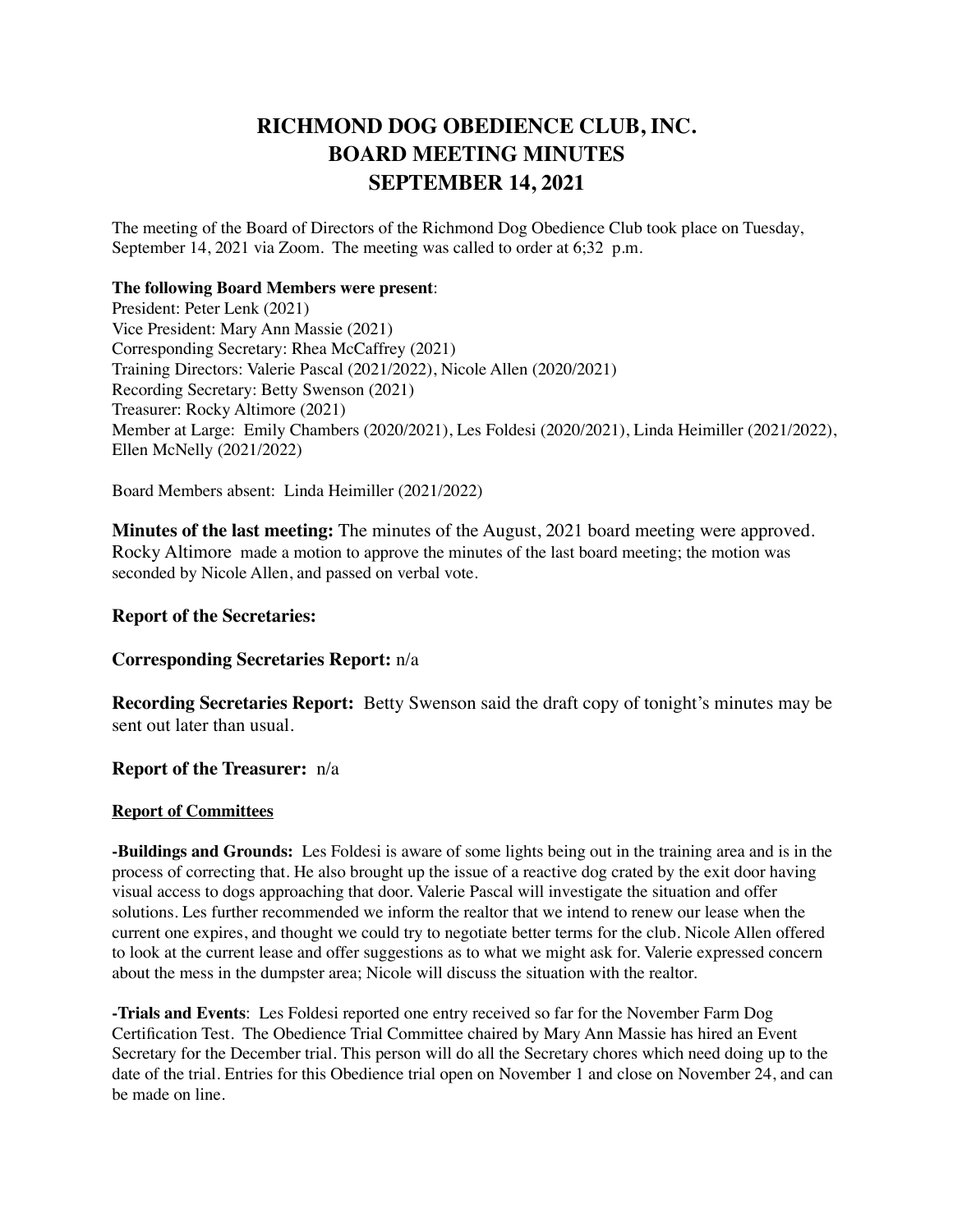# RICHMOND DOG OBEDIENCE CLUB, INC.
# BOARD MEETING MINUTES
# SEPTEMBER 14, 2021

The meeting of the Board of Directors of the Richmond Dog Obedience Club took place on Tuesday, September 14, 2021 via Zoom. The meeting was called to order at 6;32 p.m.

**The following Board Members were present**:
President: Peter Lenk (2021)
Vice President: Mary Ann Massie (2021)
Corresponding Secretary: Rhea McCaffrey (2021)
Training Directors: Valerie Pascal (2021/2022), Nicole Allen (2020/2021)
Recording Secretary: Betty Swenson (2021)
Treasurer: Rocky Altimore (2021)
Member at Large: Emily Chambers (2020/2021), Les Foldesi (2020/2021), Linda Heimiller (2021/2022), Ellen McNelly (2021/2022)

Board Members absent: Linda Heimiller (2021/2022)

**Minutes of the last meeting:** The minutes of the August, 2021 board meeting were approved. Rocky Altimore made a motion to approve the minutes of the last board meeting; the motion was seconded by Nicole Allen, and passed on verbal vote.

### Report of the Secretaries:

**Corresponding Secretaries Report:** n/a

**Recording Secretaries Report:** Betty Swenson said the draft copy of tonight's minutes may be sent out later than usual.

**Report of the Treasurer:** n/a

#### Report of Committees

**-Buildings and Grounds:** Les Foldesi is aware of some lights being out in the training area and is in the process of correcting that. He also brought up the issue of a reactive dog crated by the exit door having visual access to dogs approaching that door. Valerie Pascal will investigate the situation and offer solutions. Les further recommended we inform the realtor that we intend to renew our lease when the current one expires, and thought we could try to negotiate better terms for the club. Nicole Allen offered to look at the current lease and offer suggestions as to what we might ask for. Valerie expressed concern about the mess in the dumpster area; Nicole will discuss the situation with the realtor.

**-Trials and Events**: Les Foldesi reported one entry received so far for the November Farm Dog Certification Test. The Obedience Trial Committee chaired by Mary Ann Massie has hired an Event Secretary for the December trial. This person will do all the Secretary chores which need doing up to the date of the trial. Entries for this Obedience trial open on November 1 and close on November 24, and can be made on line.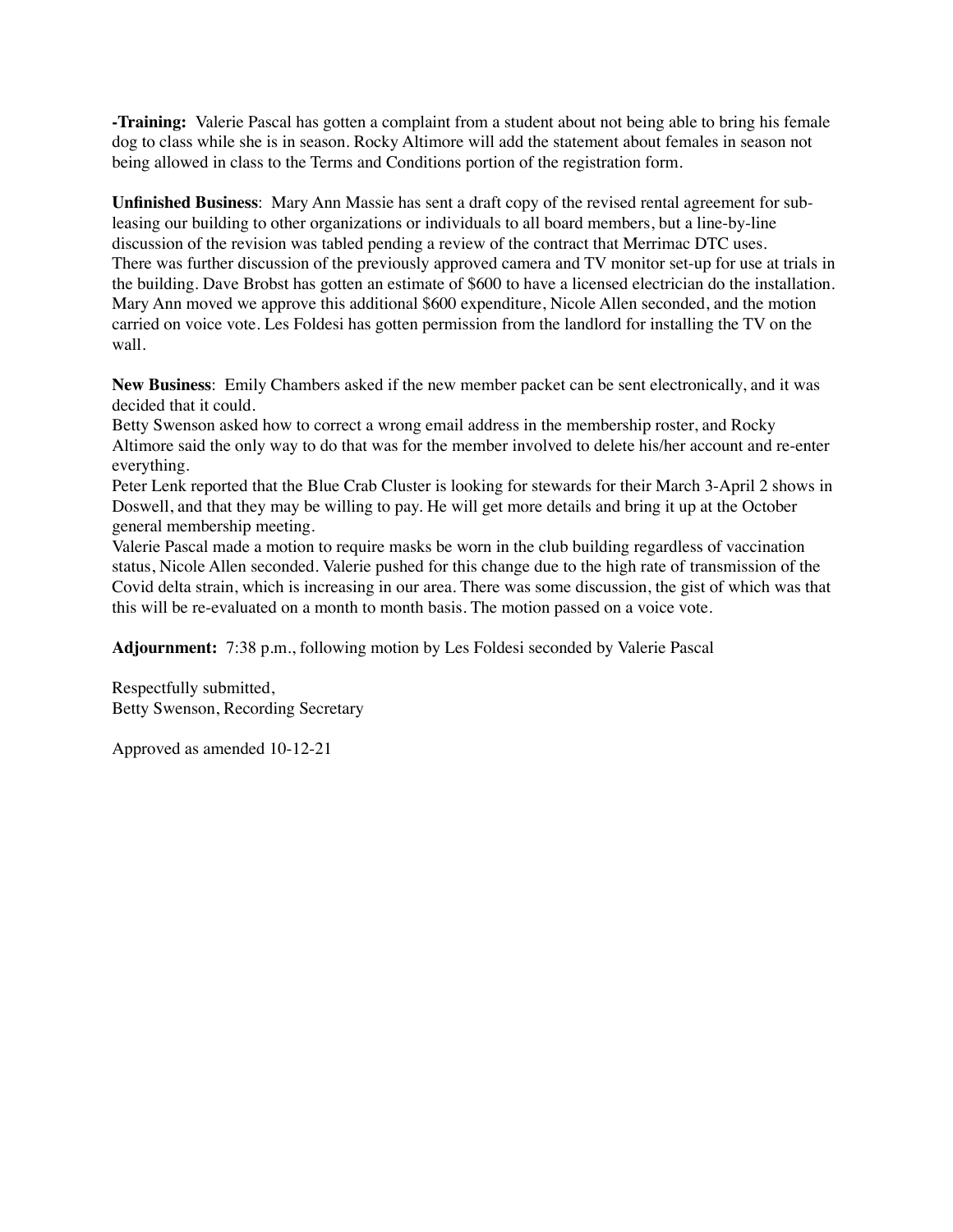**-Training:** Valerie Pascal has gotten a complaint from a student about not being able to bring his female dog to class while she is in season. Rocky Altimore will add the statement about females in season not being allowed in class to the Terms and Conditions portion of the registration form.

**Unfinished Business**: Mary Ann Massie has sent a draft copy of the revised rental agreement for sub-leasing our building to other organizations or individuals to all board members, but a line-by-line discussion of the revision was tabled pending a review of the contract that Merrimac DTC uses.
There was further discussion of the previously approved camera and TV monitor set-up for use at trials in the building. Dave Brobst has gotten an estimate of $600 to have a licensed electrician do the installation. Mary Ann moved we approve this additional $600 expenditure, Nicole Allen seconded, and the motion carried on voice vote. Les Foldesi has gotten permission from the landlord for installing the TV on the wall.

**New Business**: Emily Chambers asked if the new member packet can be sent electronically, and it was decided that it could.
Betty Swenson asked how to correct a wrong email address in the membership roster, and Rocky Altimore said the only way to do that was for the member involved to delete his/her account and re-enter everything.
Peter Lenk reported that the Blue Crab Cluster is looking for stewards for their March 3-April 2 shows in Doswell, and that they may be willing to pay. He will get more details and bring it up at the October general membership meeting.
Valerie Pascal made a motion to require masks be worn in the club building regardless of vaccination status, Nicole Allen seconded. Valerie pushed for this change due to the high rate of transmission of the Covid delta strain, which is increasing in our area. There was some discussion, the gist of which was that this will be re-evaluated on a month to month basis. The motion passed on a voice vote.

**Adjournment:** 7:38 p.m., following motion by Les Foldesi seconded by Valerie Pascal

Respectfully submitted,
Betty Swenson, Recording Secretary

Approved as amended 10-12-21